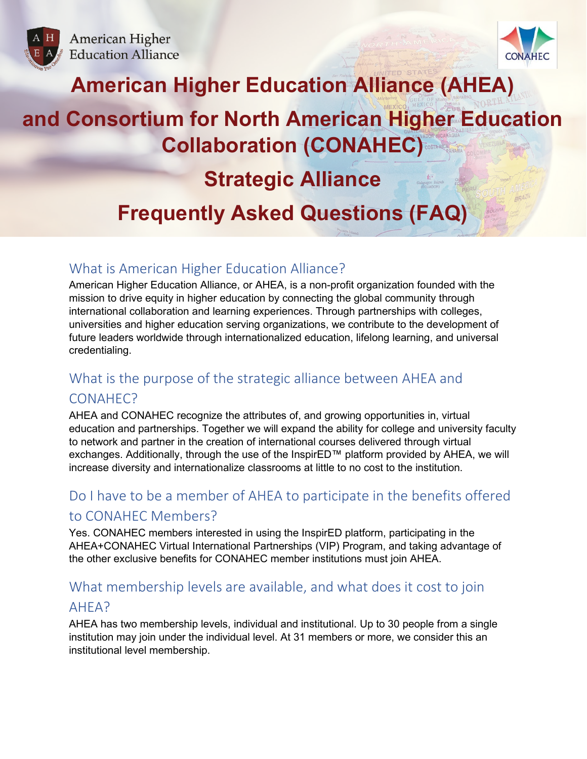# American Higher Education Alliance (AHEA) and Consortium for North American Higher Education Collaboration (CONAHEC)

# Strategic Alliance

# Frequently Asked Questions (FAQ)

## What is American Higher Education Alliance?

American Higher Education Alliance, or AHEA, is a non-profit organization founded with the mission to drive equity in higher education by connecting the global community through international collaboration and learning experiences. Through partnerships with colleges, universities and higher education serving organizations, we contribute to the development of future leaders worldwide through internationalized education, lifelong learning, and universal credentialing.

## What is the purpose of the strategic alliance between AHEA and CONAHEC?

AHEA and CONAHEC recognize the attributes of, and growing opportunities in, virtual education and partnerships. Together we will expand the ability for college and university faculty to network and partner in the creation of international courses delivered through virtual exchanges. Additionally, through the use of the InspirED™ platform provided by AHEA, we will increase diversity and internationalize classrooms at little to no cost to the institution.

## Do I have to be a member of AHEA to participate in the benefits offered to CONAHEC Members?

Yes. CONAHEC members interested in using the InspirED platform, participating in the AHEA+CONAHEC Virtual International Partnerships (VIP) Program, and taking advantage of the other exclusive benefits for CONAHEC member institutions must join AHEA.

## What membership levels are available, and what does it cost to join AHEA?

AHEA has two membership levels, individual and institutional. Up to 30 people from a single institution may join under the individual level. At 31 members or more, we consider this an institutional level membership.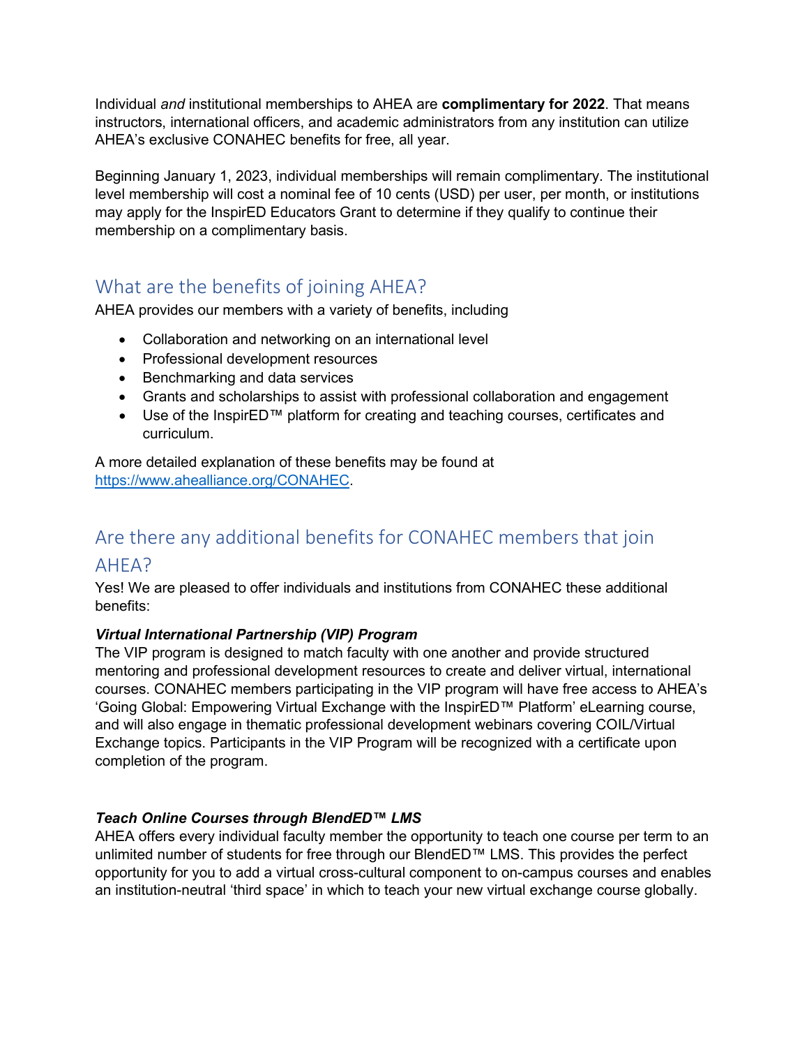Individual *and* institutional memberships to AHEA are **complimentary for 2022**. That means instructors, international officers, and academic administrators from any institution can utilize AHEA's exclusive CONAHEC benefits for free, all year.

Beginning January 1, 2023, individual memberships will remain complimentary. The institutional level membership will cost a nominal fee of 10 cents (USD) per user, per month, or institutions may apply for the InspirED Educators Grant to determine if they qualify to continue their membership on a complimentary basis.

## What are the benefits of joining AHEA?

AHEA provides our members with a variety of benefits, including

- Collaboration and networking on an international level
- Professional development resources
- Benchmarking and data services
- Grants and scholarships to assist with professional collaboration and engagement
- Use of the InspirED™ platform for creating and teaching courses, certificates and curriculum.

A more detailed explanation of these benefits may be found at https://www.ahealliance.org/CONAHEC.

## Are there any additional benefits for CONAHEC members that join AHEA?

Yes! We are pleased to offer individuals and institutions from CONAHEC these additional benefits:

***Virtual International Partnership (VIP) Program***

The VIP program is designed to match faculty with one another and provide structured mentoring and professional development resources to create and deliver virtual, international courses. CONAHEC members participating in the VIP program will have free access to AHEA's 'Going Global: Empowering Virtual Exchange with the InspirED™ Platform' eLearning course, and will also engage in thematic professional development webinars covering COIL/Virtual Exchange topics. Participants in the VIP Program will be recognized with a certificate upon completion of the program.

***Teach Online Courses through BlendED™ LMS***

AHEA offers every individual faculty member the opportunity to teach one course per term to an unlimited number of students for free through our BlendED™ LMS. This provides the perfect opportunity for you to add a virtual cross-cultural component to on-campus courses and enables an institution-neutral 'third space' in which to teach your new virtual exchange course globally.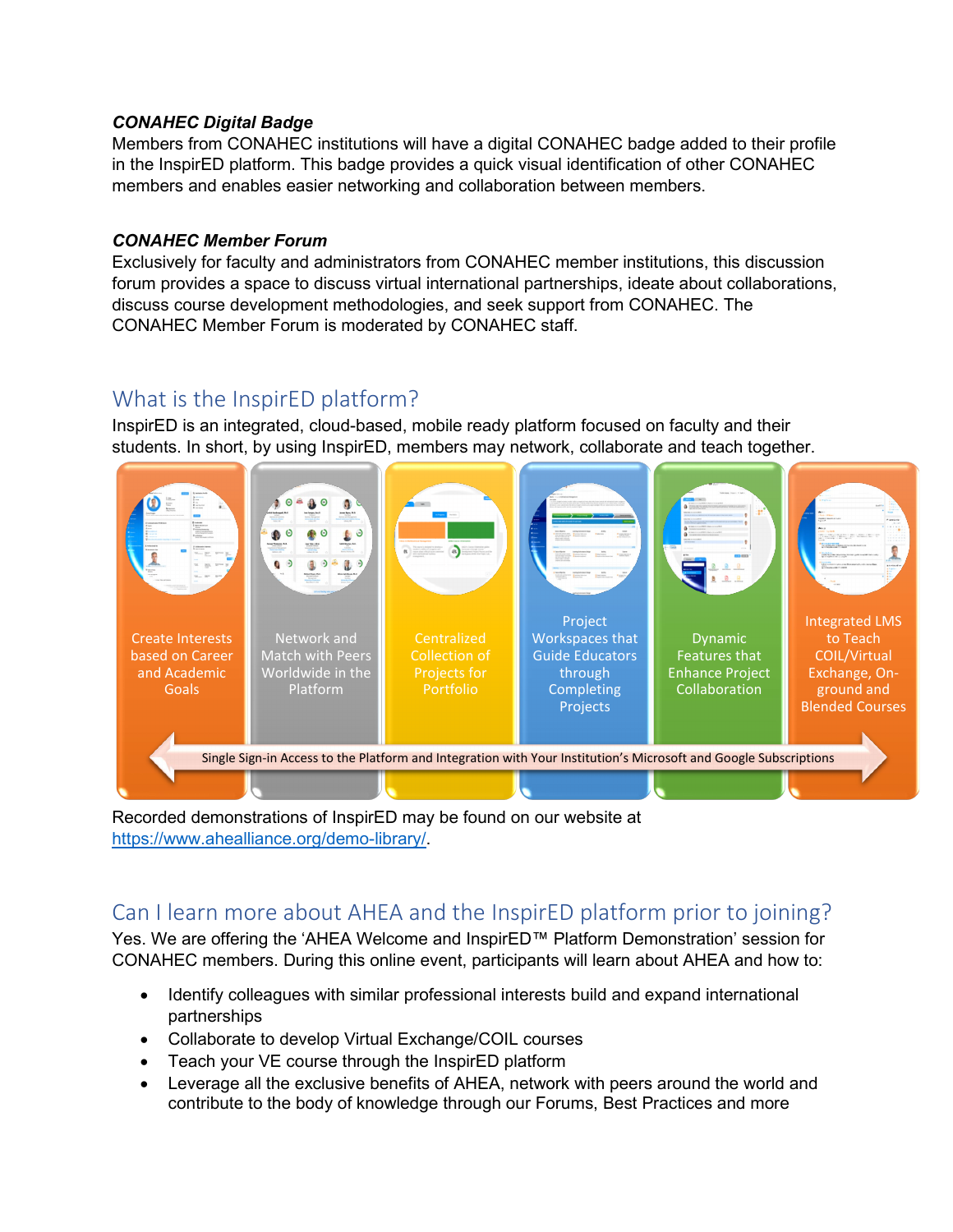***CONAHEC Digital Badge***
Members from CONAHEC institutions will have a digital CONAHEC badge added to their profile in the InspirED platform. This badge provides a quick visual identification of other CONAHEC members and enables easier networking and collaboration between members.

***CONAHEC Member Forum***
Exclusively for faculty and administrators from CONAHEC member institutions, this discussion forum provides a space to discuss virtual international partnerships, ideate about collaborations, discuss course development methodologies, and seek support from CONAHEC. The CONAHEC Member Forum is moderated by CONAHEC staff.

## What is the InspirED platform?

InspirED is an integrated, cloud-based, mobile ready platform focused on faculty and their students. In short, by using InspirED, members may network, collaborate and teach together.

Create Interests based on Career and Academic Goals

Network and Match with Peers Worldwide in the Platform

Centralized Collection of Projects for Portfolio

Project Workspaces that Guide Educators through Completing Projects

Dynamic Features that Enhance Project Collaboration

Integrated LMS to Teach COIL/Virtual Exchange, On-ground and Blended Courses

Single Sign-in Access to the Platform and Integration with Your Institution's Microsoft and Google Subscriptions

Recorded demonstrations of InspirED may be found on our website at https://www.ahealliance.org/demo-library/.

## Can I learn more about AHEA and the InspirED platform prior to joining?

Yes. We are offering the 'AHEA Welcome and InspirED™ Platform Demonstration' session for CONAHEC members. During this online event, participants will learn about AHEA and how to:

- Identify colleagues with similar professional interests build and expand international partnerships
- Collaborate to develop Virtual Exchange/COIL courses
- Teach your VE course through the InspirED platform
- Leverage all the exclusive benefits of AHEA, network with peers around the world and contribute to the body of knowledge through our Forums, Best Practices and more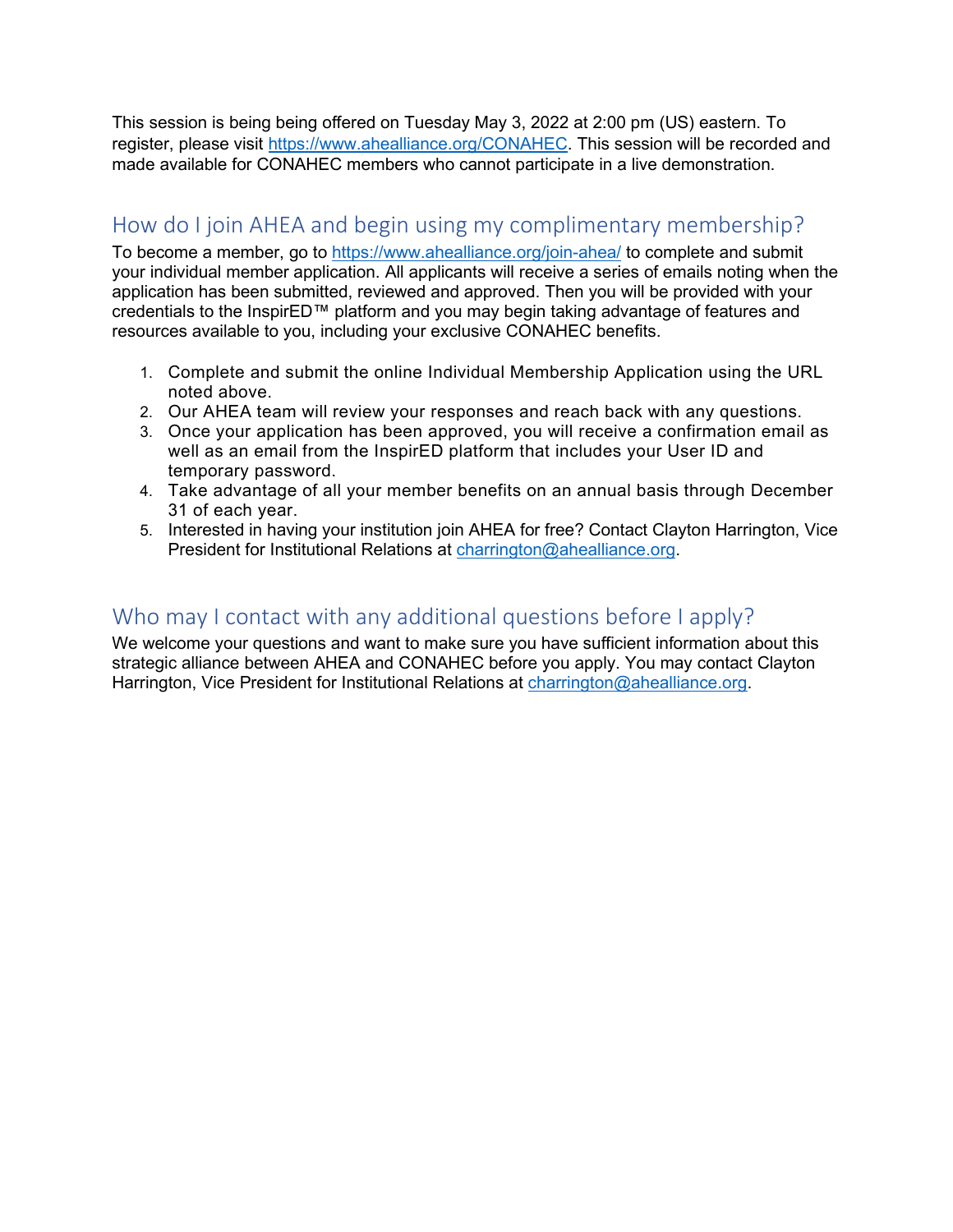This session is being being offered on Tuesday May 3, 2022 at 2:00 pm (US) eastern. To register, please visit https://www.ahealliance.org/CONAHEC. This session will be recorded and made available for CONAHEC members who cannot participate in a live demonstration.

## How do I join AHEA and begin using my complimentary membership?

To become a member, go to https://www.ahealliance.org/join-ahea/ to complete and submit your individual member application. All applicants will receive a series of emails noting when the application has been submitted, reviewed and approved. Then you will be provided with your credentials to the InspirED™ platform and you may begin taking advantage of features and resources available to you, including your exclusive CONAHEC benefits.

1. Complete and submit the online Individual Membership Application using the URL noted above.
2. Our AHEA team will review your responses and reach back with any questions.
3. Once your application has been approved, you will receive a confirmation email as well as an email from the InspirED platform that includes your User ID and temporary password.
4. Take advantage of all your member benefits on an annual basis through December 31 of each year.
5. Interested in having your institution join AHEA for free? Contact Clayton Harrington, Vice President for Institutional Relations at charrington@ahealliance.org.

## Who may I contact with any additional questions before I apply?

We welcome your questions and want to make sure you have sufficient information about this strategic alliance between AHEA and CONAHEC before you apply. You may contact Clayton Harrington, Vice President for Institutional Relations at charrington@ahealliance.org.